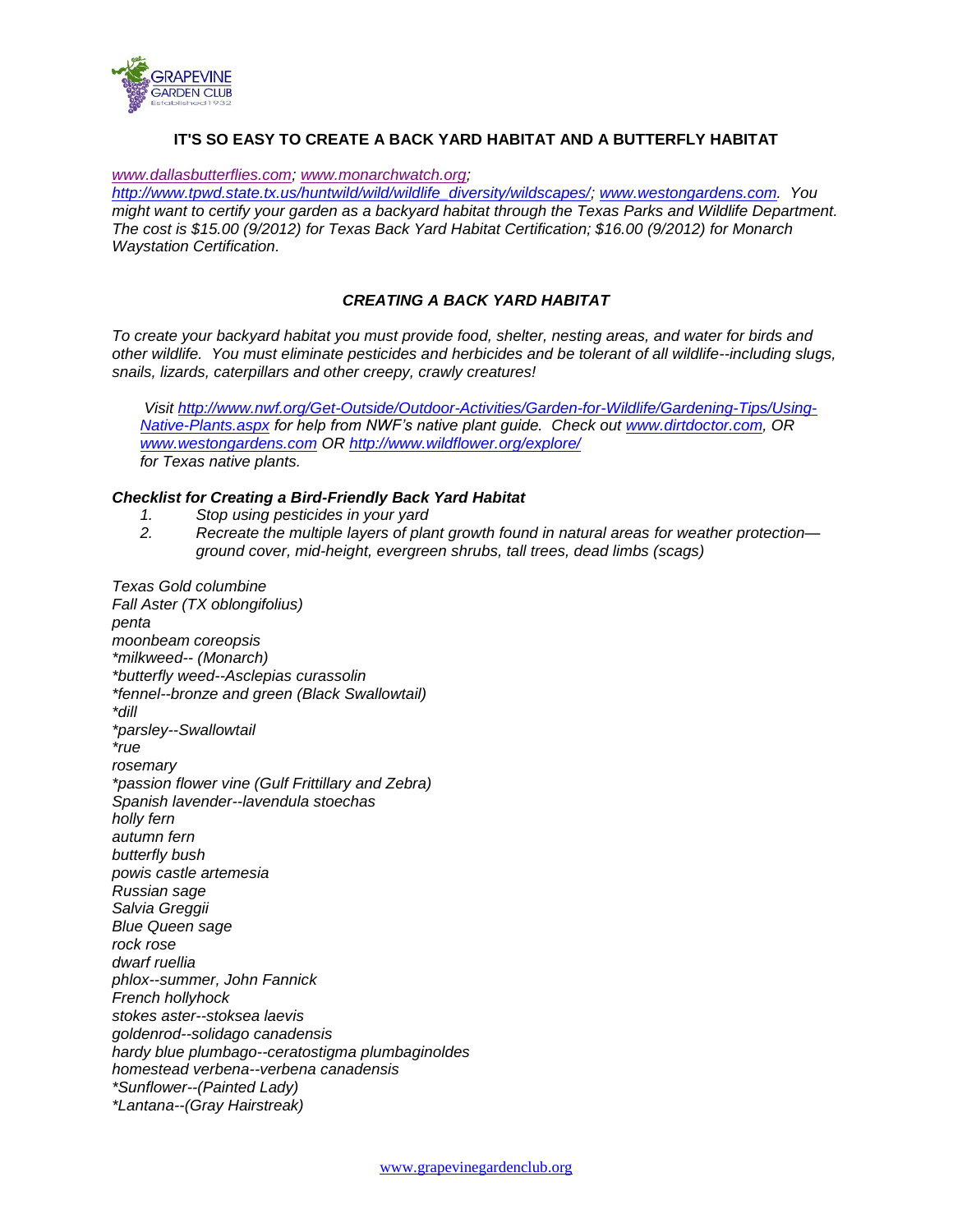## IT'S SO EASY TO CREATE A BACK YARD HABITAT AND A BUTTERFLY HABITAT

*www.dallasbutterflies.com; www.monarchwatch.org; http://www.tpwd.state.tx.us/huntwild/wild/wildlife_diversity/wildscapes/; www.westongardens.com. You might want to certify your garden as a backyard habitat through the Texas Parks and Wildlife Department. The cost is $15.00 (9/2012) for Texas Back Yard Habitat Certification; $16.00 (9/2012) for Monarch Waystation Certification.*

### *CREATING A BACK YARD HABITAT*

*To create your backyard habitat you must provide food, shelter, nesting areas, and water for birds and other wildlife. You must eliminate pesticides and herbicides and be tolerant of all wildlife--including slugs, snails, lizards, caterpillars and other creepy, crawly creatures!*

*Visit http://www.nwf.org/Get-Outside/Outdoor-Activities/Garden-for-Wildlife/Gardening-Tips/Using-Native-Plants.aspx for help from NWF's native plant guide. Check out www.dirtdoctor.com, OR www.westongardens.com OR http://www.wildflower.org/explore/ for Texas native plants.*

***Checklist for Creating a Bird-Friendly Back Yard Habitat***

1. *Stop using pesticides in your yard*
2. *Recreate the multiple layers of plant growth found in natural areas for weather protection—ground cover, mid-height, evergreen shrubs, tall trees, dead limbs (scags)*

*Texas Gold columbine*
*Fall Aster (TX oblongifolius)*
*penta*
*moonbeam coreopsis*
*\*milkweed-- (Monarch)*
*\*butterfly weed--Asclepias curassolin*
*\*fennel--bronze and green (Black Swallowtail)*
*\*dill*
*\*parsley--Swallowtail*
*\*rue*
*rosemary*
*\*passion flower vine (Gulf Frittillary and Zebra)*
*Spanish lavender--lavendula stoechas*
*holly fern*
*autumn fern*
*butterfly bush*
*powis castle artemesia*
*Russian sage*
*Salvia Greggii*
*Blue Queen sage*
*rock rose*
*dwarf ruellia*
*phlox--summer, John Fannick*
*French hollyhock*
*stokes aster--stoksea laevis*
*goldenrod--solidago canadensis*
*hardy blue plumbago--ceratostigma plumbaginoldes*
*homestead verbena--verbena canadensis*
*\*Sunflower--(Painted Lady)*
*\*Lantana--(Gray Hairstreak)*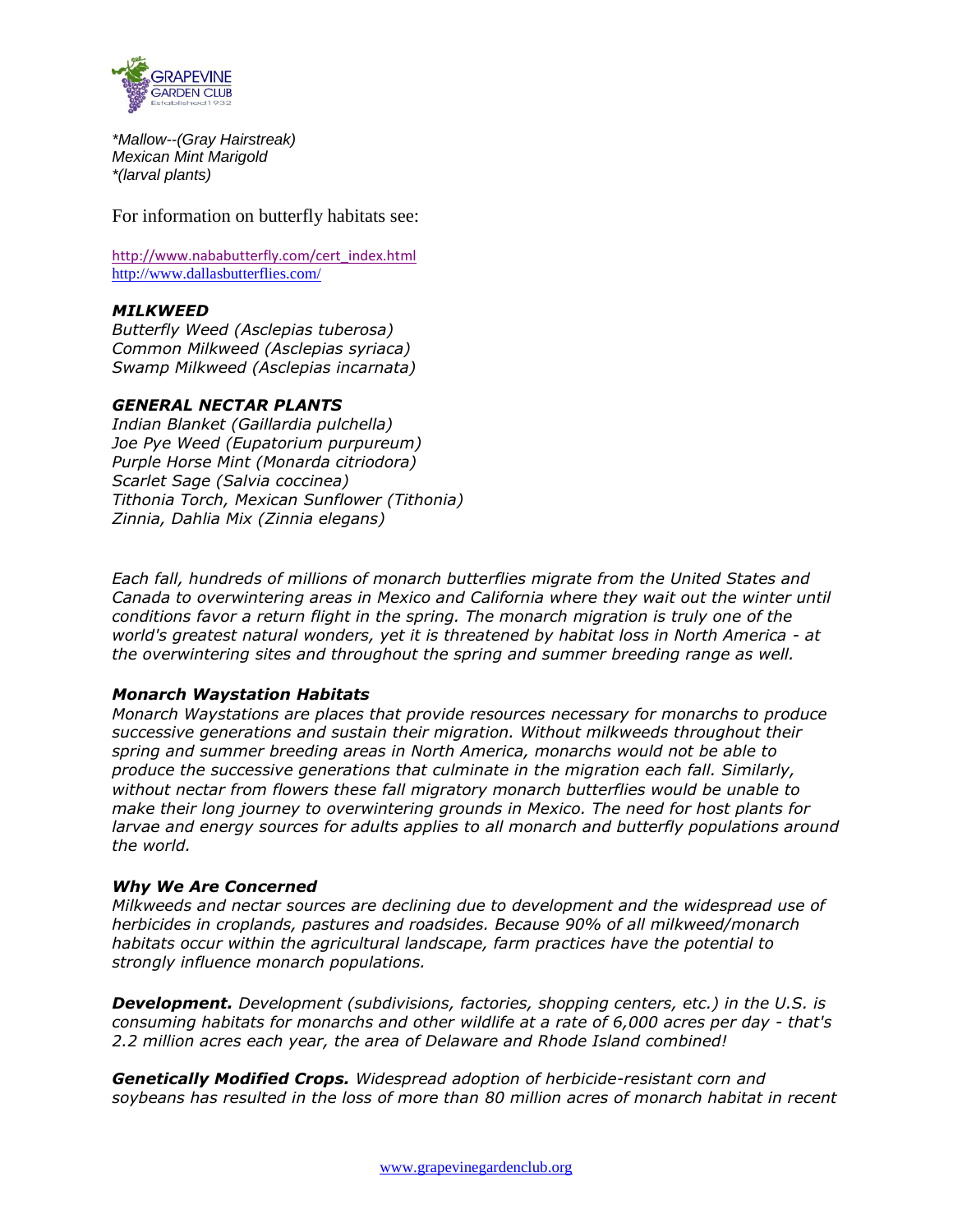*\*Mallow--(Gray Hairstreak)*
*Mexican Mint Marigold*
*\*(larval plants)*

For information on butterfly habitats see:

http://www.nababutterfly.com/cert_index.html
http://www.dallasbutterflies.com/

***MILKWEED***
*Butterfly Weed (Asclepias tuberosa)*
*Common Milkweed (Asclepias syriaca)*
*Swamp Milkweed (Asclepias incarnata)*

***GENERAL NECTAR PLANTS***
*Indian Blanket (Gaillardia pulchella)*
*Joe Pye Weed (Eupatorium purpureum)*
*Purple Horse Mint (Monarda citriodora)*
*Scarlet Sage (Salvia coccinea)*
*Tithonia Torch, Mexican Sunflower (Tithonia)*
*Zinnia, Dahlia Mix (Zinnia elegans)*

*Each fall, hundreds of millions of monarch butterflies migrate from the United States and Canada to overwintering areas in Mexico and California where they wait out the winter until conditions favor a return flight in the spring. The monarch migration is truly one of the world's greatest natural wonders, yet it is threatened by habitat loss in North America - at the overwintering sites and throughout the spring and summer breeding range as well.*

***Monarch Waystation Habitats***
*Monarch Waystations are places that provide resources necessary for monarchs to produce successive generations and sustain their migration. Without milkweeds throughout their spring and summer breeding areas in North America, monarchs would not be able to produce the successive generations that culminate in the migration each fall. Similarly, without nectar from flowers these fall migratory monarch butterflies would be unable to make their long journey to overwintering grounds in Mexico. The need for host plants for larvae and energy sources for adults applies to all monarch and butterfly populations around the world.*

***Why We Are Concerned***
*Milkweeds and nectar sources are declining due to development and the widespread use of herbicides in croplands, pastures and roadsides. Because 90% of all milkweed/monarch habitats occur within the agricultural landscape, farm practices have the potential to strongly influence monarch populations.*

***Development.*** *Development (subdivisions, factories, shopping centers, etc.) in the U.S. is consuming habitats for monarchs and other wildlife at a rate of 6,000 acres per day - that's 2.2 million acres each year, the area of Delaware and Rhode Island combined!*

***Genetically Modified Crops.*** *Widespread adoption of herbicide-resistant corn and soybeans has resulted in the loss of more than 80 million acres of monarch habitat in recent*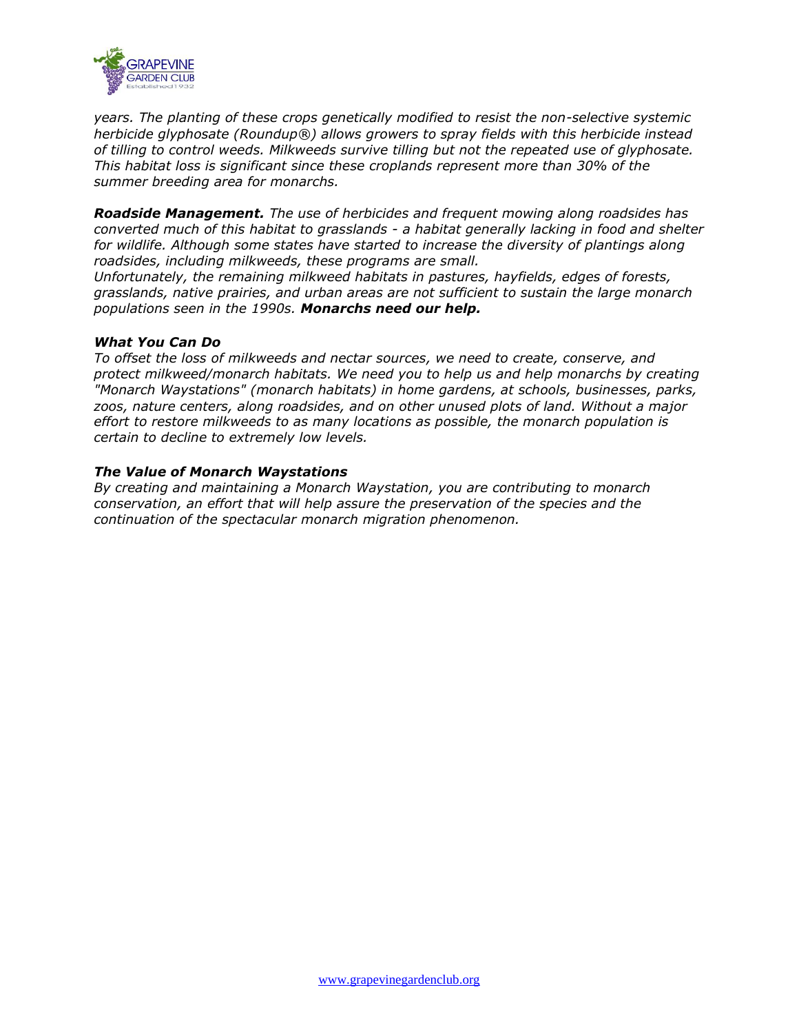*years. The planting of these crops genetically modified to resist the non-selective systemic herbicide glyphosate (Roundup®) allows growers to spray fields with this herbicide instead of tilling to control weeds. Milkweeds survive tilling but not the repeated use of glyphosate. This habitat loss is significant since these croplands represent more than 30% of the summer breeding area for monarchs.*

***Roadside Management.*** *The use of herbicides and frequent mowing along roadsides has converted much of this habitat to grasslands - a habitat generally lacking in food and shelter for wildlife. Although some states have started to increase the diversity of plantings along roadsides, including milkweeds, these programs are small.*
*Unfortunately, the remaining milkweed habitats in pastures, hayfields, edges of forests, grasslands, native prairies, and urban areas are not sufficient to sustain the large monarch populations seen in the 1990s.* ***Monarchs need our help.***

***What You Can Do***
*To offset the loss of milkweeds and nectar sources, we need to create, conserve, and protect milkweed/monarch habitats. We need you to help us and help monarchs by creating "Monarch Waystations" (monarch habitats) in home gardens, at schools, businesses, parks, zoos, nature centers, along roadsides, and on other unused plots of land. Without a major effort to restore milkweeds to as many locations as possible, the monarch population is certain to decline to extremely low levels.*

***The Value of Monarch Waystations***
*By creating and maintaining a Monarch Waystation, you are contributing to monarch conservation, an effort that will help assure the preservation of the species and the continuation of the spectacular monarch migration phenomenon.*